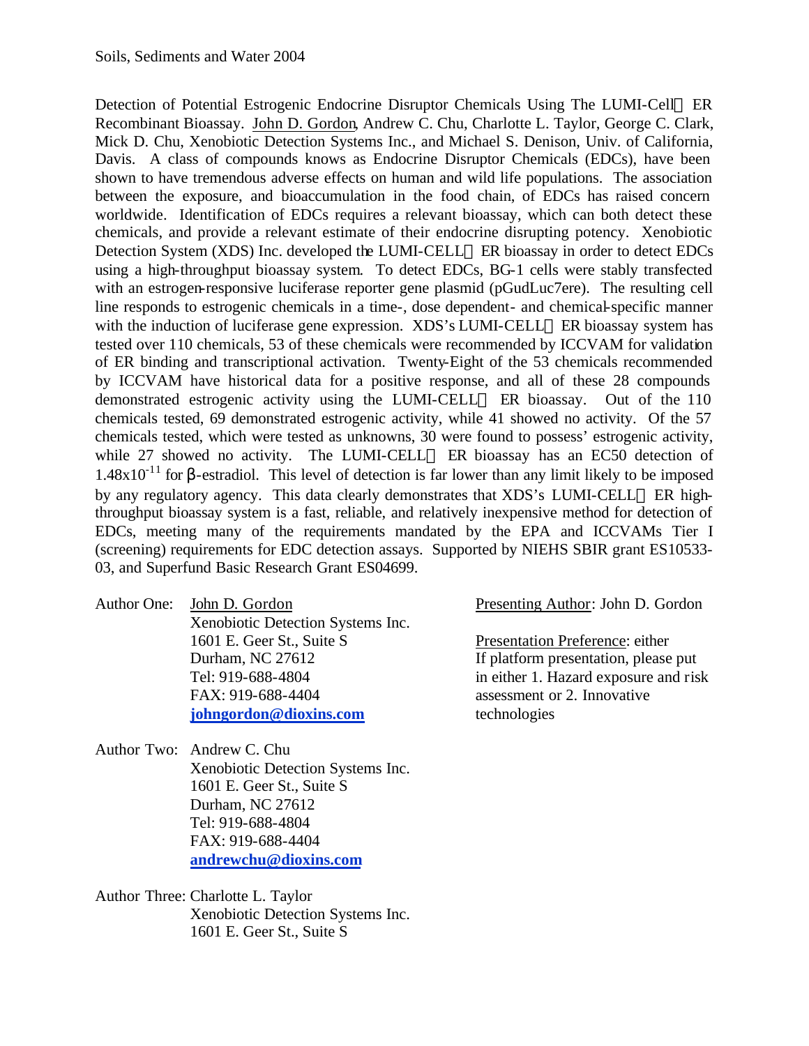Soils, Sediments and Water 2004

Detection of Potential Estrogenic Endocrine Disruptor Chemicals Using The LUMI-Cell ER Recombinant Bioassay. John D. Gordon, Andrew C. Chu, Charlotte L. Taylor, George C. Clark, Mick D. Chu, Xenobiotic Detection Systems Inc., and Michael S. Denison, Univ. of California, Davis. A class of compounds knows as Endocrine Disruptor Chemicals (EDCs), have been shown to have tremendous adverse effects on human and wild life populations. The association between the exposure, and bioaccumulation in the food chain, of EDCs has raised concern worldwide. Identification of EDCs requires a relevant bioassay, which can both detect these chemicals, and provide a relevant estimate of their endocrine disrupting potency. Xenobiotic Detection System (XDS) Inc. developed the LUMI-CELL ER bioassay in order to detect EDCs using a high-throughput bioassay system. To detect EDCs, BG-1 cells were stably transfected with an estrogen-responsive luciferase reporter gene plasmid (pGudLuc7ere). The resulting cell line responds to estrogenic chemicals in a time-, dose dependent- and chemical-specific manner with the induction of luciferase gene expression. XDS's LUMI-CELL ER bioassay system has tested over 110 chemicals, 53 of these chemicals were recommended by ICCVAM for validation of ER binding and transcriptional activation. Twenty-Eight of the 53 chemicals recommended by ICCVAM have historical data for a positive response, and all of these 28 compounds demonstrated estrogenic activity using the LUMI-CELL ER bioassay. Out of the 110 chemicals tested, 69 demonstrated estrogenic activity, while 41 showed no activity. Of the 57 chemicals tested, which were tested as unknowns, 30 were found to possess' estrogenic activity, while 27 showed no activity. The LUMI-CELL ER bioassay has an EC50 detection of $1.48 \times 10^{-11}$ for β-estradiol. This level of detection is far lower than any limit likely to be imposed by any regulatory agency. This data clearly demonstrates that XDS's LUMI-CELL ER high-throughput bioassay system is a fast, reliable, and relatively inexpensive method for detection of EDCs, meeting many of the requirements mandated by the EPA and ICCVAMs Tier I (screening) requirements for EDC detection assays. Supported by NIEHS SBIR grant ES10533-03, and Superfund Basic Research Grant ES04699.

Presenting Author: John D. Gordon

Presentation Preference: either
If platform presentation, please put in either 1. Hazard exposure and risk assessment or 2. Innovative technologies

Author One: John D. Gordon
Xenobiotic Detection Systems Inc.
1601 E. Geer St., Suite S
Durham, NC 27612
Tel: 919-688-4804
FAX: 919-688-4404
**johngordon@dioxins.com**

Author Two: Andrew C. Chu
Xenobiotic Detection Systems Inc.
1601 E. Geer St., Suite S
Durham, NC 27612
Tel: 919-688-4804
FAX: 919-688-4404
**andrewchu@dioxins.com**

Author Three: Charlotte L. Taylor
Xenobiotic Detection Systems Inc.
1601 E. Geer St., Suite S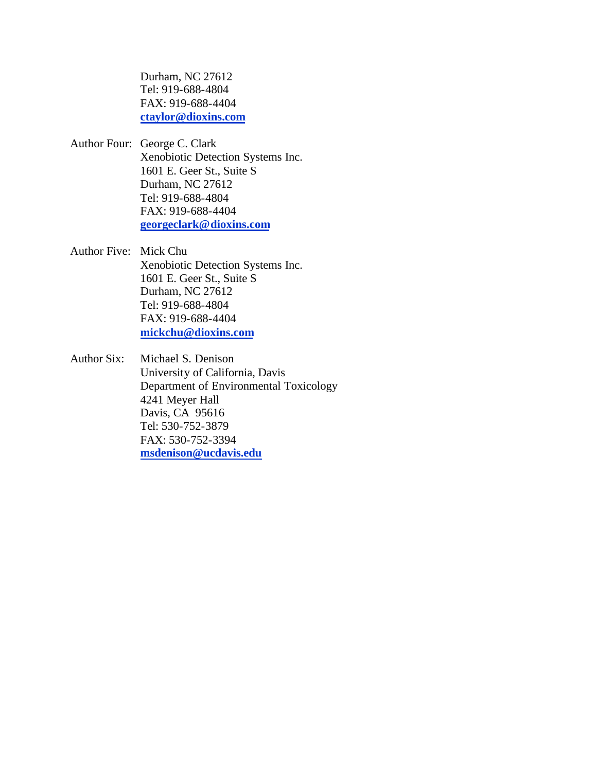Durham, NC 27612
Tel: 919-688-4804
FAX: 919-688-4404
**ctaylor@dioxins.com**

Author Four: George C. Clark
Xenobiotic Detection Systems Inc.
1601 E. Geer St., Suite S
Durham, NC 27612
Tel: 919-688-4804
FAX: 919-688-4404
**georgeclark@dioxins.com**

Author Five: Mick Chu
Xenobiotic Detection Systems Inc.
1601 E. Geer St., Suite S
Durham, NC 27612
Tel: 919-688-4804
FAX: 919-688-4404
**mickchu@dioxins.com**

Author Six: Michael S. Denison
University of California, Davis
Department of Environmental Toxicology
4241 Meyer Hall
Davis, CA 95616
Tel: 530-752-3879
FAX: 530-752-3394
**msdenison@ucdavis.edu**